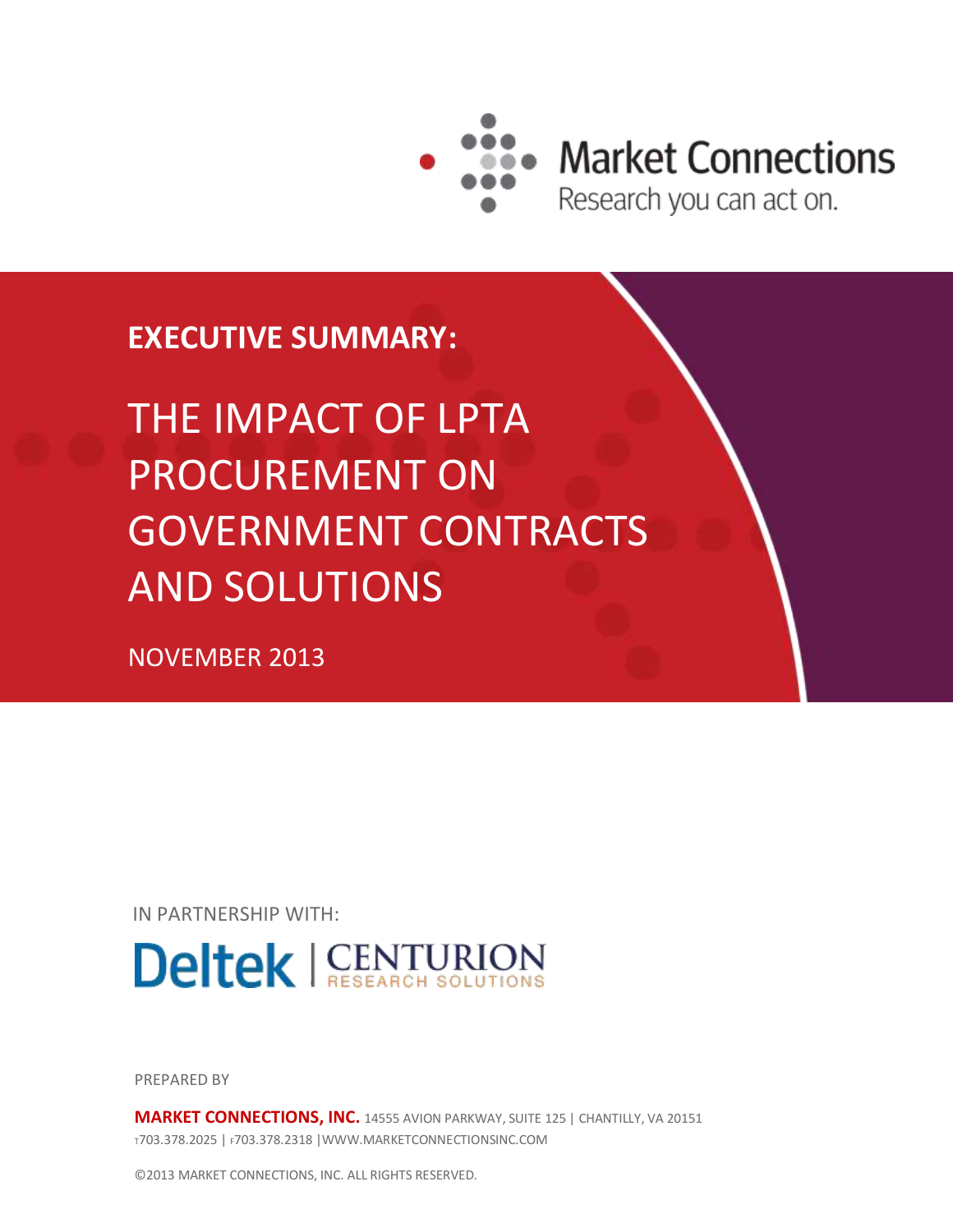Market Connections

Research you can act on.

**EXECUTIVE SUMMARY:**

# THE IMPACT OF LPTA PROCUREMENT ON GOVERNMENT CONTRACTS AND SOLUTIONS

NOVEMBER 2013

IN PARTNERSHIP WITH:

Deltek | CENTURION RESEARCH SOLUTIONS

PREPARED BY

**MARKET CONNECTIONS, INC.** 14555 AVION PARKWAY, SUITE 125 | CHANTILLY, VA 20151
T703.378.2025 | F703.378.2318 | WWW.MARKETCONNECTIONSINC.COM

©2013 MARKET CONNECTIONS, INC. ALL RIGHTS RESERVED.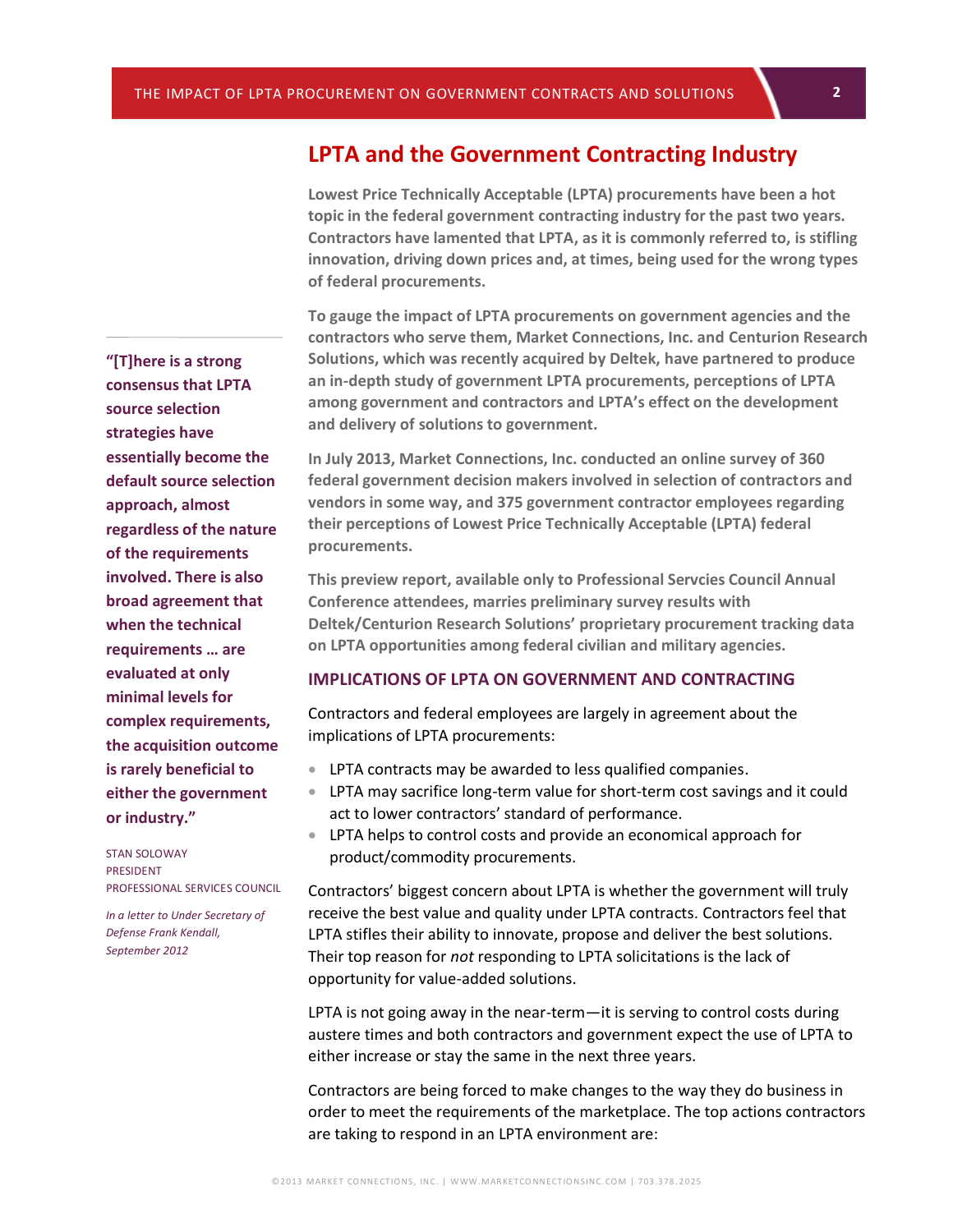## LPTA and the Government Contracting Industry

**Lowest Price Technically Acceptable (LPTA) procurements have been a hot topic in the federal government contracting industry for the past two years. Contractors have lamented that LPTA, as it is commonly referred to, is stifling innovation, driving down prices and, at times, being used for the wrong types of federal procurements.**

**To gauge the impact of LPTA procurements on government agencies and the contractors who serve them, Market Connections, Inc. and Centurion Research Solutions, which was recently acquired by Deltek, have partnered to produce an in-depth study of government LPTA procurements, perceptions of LPTA among government and contractors and LPTA's effect on the development and delivery of solutions to government.**

**In July 2013, Market Connections, Inc. conducted an online survey of 360 federal government decision makers involved in selection of contractors and vendors in some way, and 375 government contractor employees regarding their perceptions of Lowest Price Technically Acceptable (LPTA) federal procurements.**

**This preview report, available only to Professional Servcies Council Annual Conference attendees, marries preliminary survey results with Deltek/Centurion Research Solutions' proprietary procurement tracking data on LPTA opportunities among federal civilian and military agencies.**

> **"[T]here is a strong consensus that LPTA source selection strategies have essentially become the default source selection approach, almost regardless of the nature of the requirements involved. There is also broad agreement that when the technical requirements … are evaluated at only minimal levels for complex requirements, the acquisition outcome is rarely beneficial to either the government or industry."**
>
> STAN SOLOWAY
> PRESIDENT
> PROFESSIONAL SERVICES COUNCIL
>
> *In a letter to Under Secretary of Defense Frank Kendall, September 2012*

### IMPLICATIONS OF LPTA ON GOVERNMENT AND CONTRACTING

Contractors and federal employees are largely in agreement about the implications of LPTA procurements:

- LPTA contracts may be awarded to less qualified companies.
- LPTA may sacrifice long-term value for short-term cost savings and it could act to lower contractors' standard of performance.
- LPTA helps to control costs and provide an economical approach for product/commodity procurements.

Contractors' biggest concern about LPTA is whether the government will truly receive the best value and quality under LPTA contracts. Contractors feel that LPTA stifles their ability to innovate, propose and deliver the best solutions. Their top reason for *not* responding to LPTA solicitations is the lack of opportunity for value-added solutions.

LPTA is not going away in the near-term—it is serving to control costs during austere times and both contractors and government expect the use of LPTA to either increase or stay the same in the next three years.

Contractors are being forced to make changes to the way they do business in order to meet the requirements of the marketplace. The top actions contractors are taking to respond in an LPTA environment are: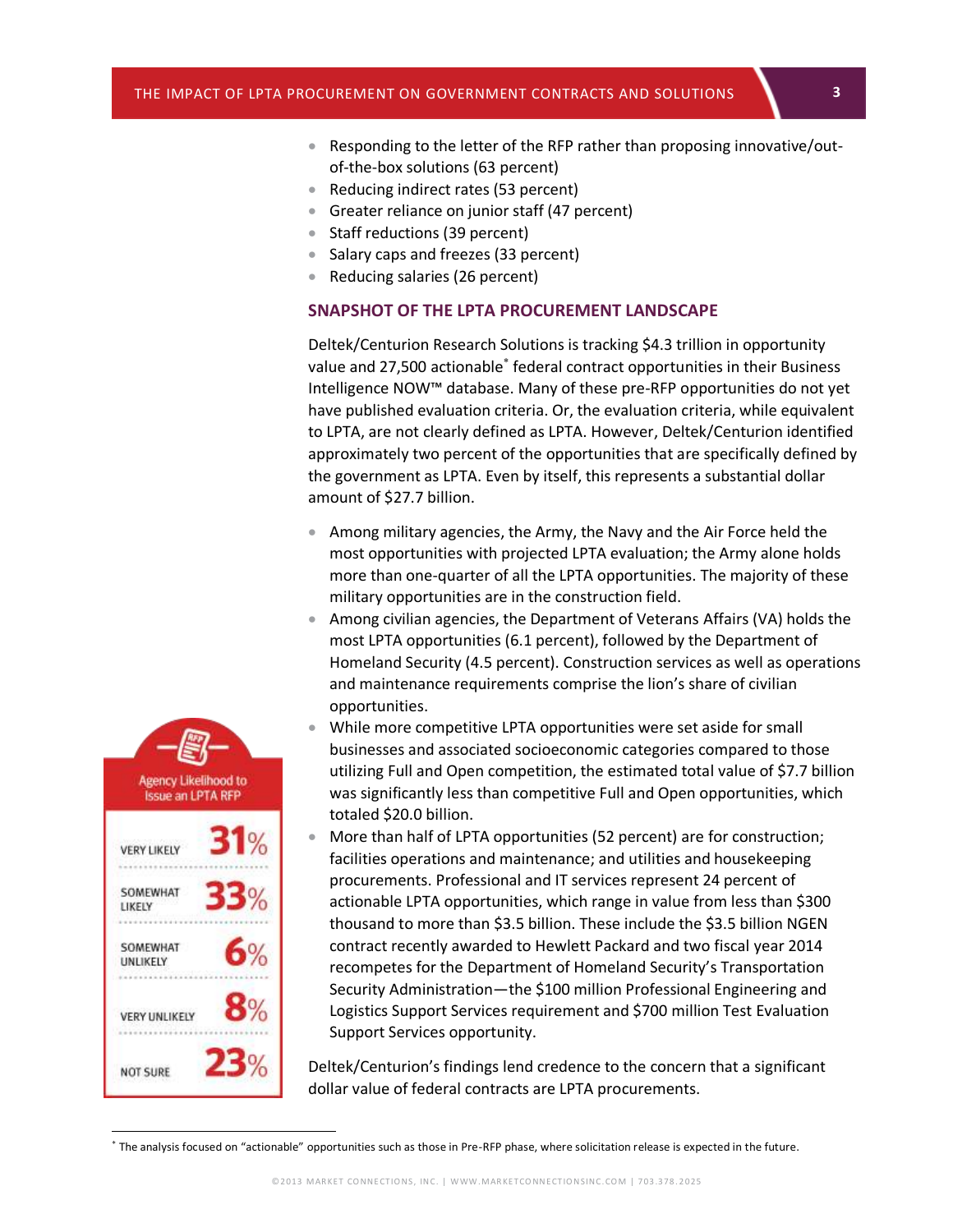- Responding to the letter of the RFP rather than proposing innovative/out-of-the-box solutions (63 percent)
- Reducing indirect rates (53 percent)
- Greater reliance on junior staff (47 percent)
- Staff reductions (39 percent)
- Salary caps and freezes (33 percent)
- Reducing salaries (26 percent)

## SNAPSHOT OF THE LPTA PROCUREMENT LANDSCAPE

Deltek/Centurion Research Solutions is tracking $4.3 trillion in opportunity value and 27,500 actionable* federal contract opportunities in their Business Intelligence NOW™ database. Many of these pre-RFP opportunities do not yet have published evaluation criteria. Or, the evaluation criteria, while equivalent to LPTA, are not clearly defined as LPTA. However, Deltek/Centurion identified approximately two percent of the opportunities that are specifically defined by the government as LPTA. Even by itself, this represents a substantial dollar amount of $27.7 billion.

- Among military agencies, the Army, the Navy and the Air Force held the most opportunities with projected LPTA evaluation; the Army alone holds more than one-quarter of all the LPTA opportunities. The majority of these military opportunities are in the construction field.
- Among civilian agencies, the Department of Veterans Affairs (VA) holds the most LPTA opportunities (6.1 percent), followed by the Department of Homeland Security (4.5 percent). Construction services as well as operations and maintenance requirements comprise the lion's share of civilian opportunities.
- While more competitive LPTA opportunities were set aside for small businesses and associated socioeconomic categories compared to those utilizing Full and Open competition, the estimated total value of $7.7 billion was significantly less than competitive Full and Open opportunities, which totaled $20.0 billion.
- More than half of LPTA opportunities (52 percent) are for construction; facilities operations and maintenance; and utilities and housekeeping procurements. Professional and IT services represent 24 percent of actionable LPTA opportunities, which range in value from less than $300 thousand to more than $3.5 billion. These include the $3.5 billion NGEN contract recently awarded to Hewlett Packard and two fiscal year 2014 recompetes for the Department of Homeland Security's Transportation Security Administration—the $100 million Professional Engineering and Logistics Support Services requirement and $700 million Test Evaluation Support Services opportunity.

Deltek/Centurion's findings lend credence to the concern that a significant dollar value of federal contracts are LPTA procurements.

**Agency Likelihood to Issue an LPTA RFP**

| Response | Percent |
|---|---|
| VERY LIKELY | 31% |
| SOMEWHAT LIKELY | 33% |
| SOMEWHAT UNLIKELY | 6% |
| VERY UNLIKELY | 8% |
| NOT SURE | 23% |

* The analysis focused on "actionable" opportunities such as those in Pre-RFP phase, where solicitation release is expected in the future.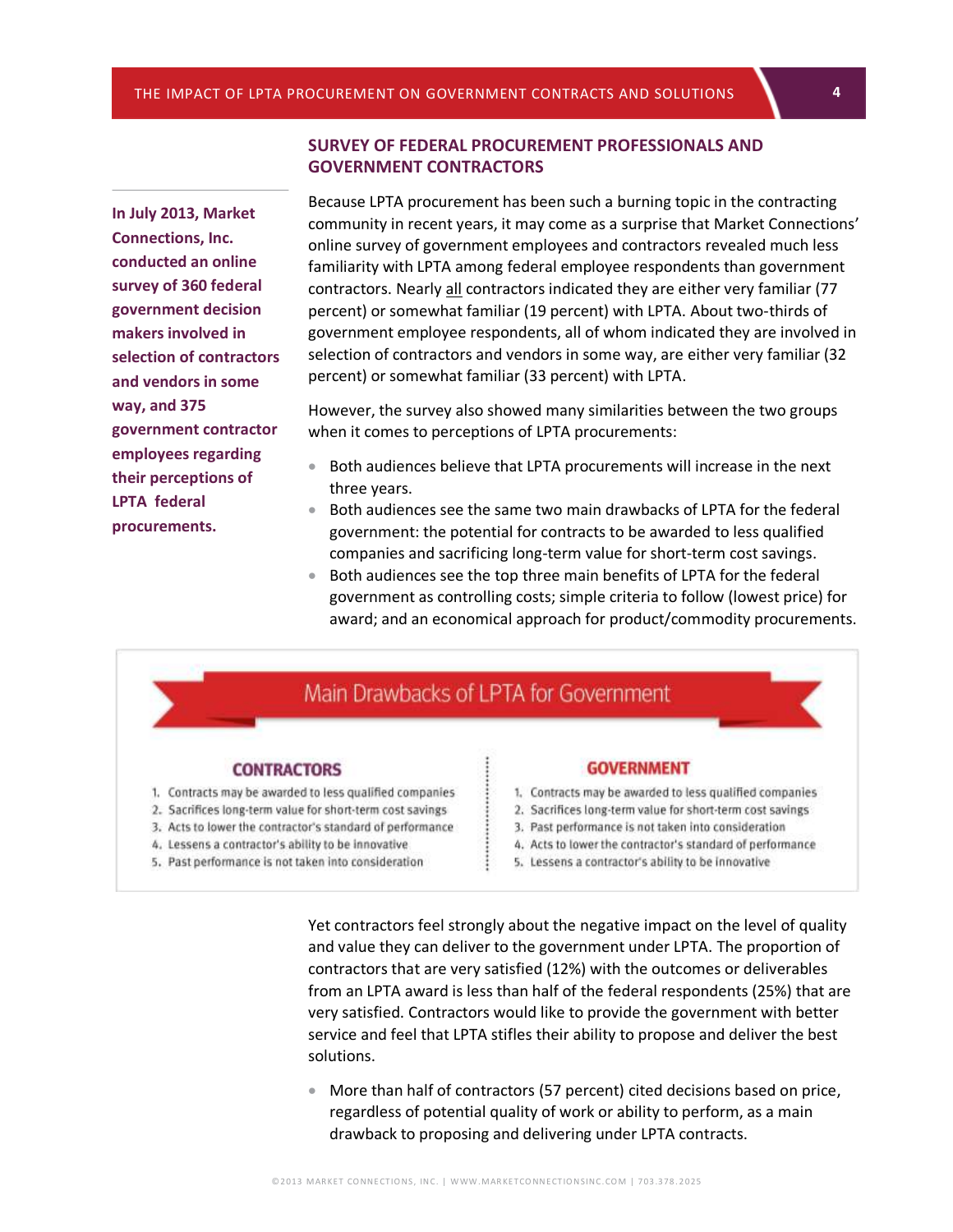## SURVEY OF FEDERAL PROCUREMENT PROFESSIONALS AND GOVERNMENT CONTRACTORS

**In July 2013, Market Connections, Inc. conducted an online survey of 360 federal government decision makers involved in selection of contractors and vendors in some way, and 375 government contractor employees regarding their perceptions of LPTA federal procurements.**

Because LPTA procurement has been such a burning topic in the contracting community in recent years, it may come as a surprise that Market Connections' online survey of government employees and contractors revealed much less familiarity with LPTA among federal employee respondents than government contractors. Nearly all contractors indicated they are either very familiar (77 percent) or somewhat familiar (19 percent) with LPTA. About two-thirds of government employee respondents, all of whom indicated they are involved in selection of contractors and vendors in some way, are either very familiar (32 percent) or somewhat familiar (33 percent) with LPTA.

However, the survey also showed many similarities between the two groups when it comes to perceptions of LPTA procurements:

- Both audiences believe that LPTA procurements will increase in the next three years.
- Both audiences see the same two main drawbacks of LPTA for the federal government: the potential for contracts to be awarded to less qualified companies and sacrificing long-term value for short-term cost savings.
- Both audiences see the top three main benefits of LPTA for the federal government as controlling costs; simple criteria to follow (lowest price) for award; and an economical approach for product/commodity procurements.

### Main Drawbacks of LPTA for Government

**CONTRACTORS**

1. Contracts may be awarded to less qualified companies
2. Sacrifices long-term value for short-term cost savings
3. Acts to lower the contractor's standard of performance
4. Lessens a contractor's ability to be innovative
5. Past performance is not taken into consideration

**GOVERNMENT**

1. Contracts may be awarded to less qualified companies
2. Sacrifices long-term value for short-term cost savings
3. Past performance is not taken into consideration
4. Acts to lower the contractor's standard of performance
5. Lessens a contractor's ability to be innovative

Yet contractors feel strongly about the negative impact on the level of quality and value they can deliver to the government under LPTA. The proportion of contractors that are very satisfied (12%) with the outcomes or deliverables from an LPTA award is less than half of the federal respondents (25%) that are very satisfied. Contractors would like to provide the government with better service and feel that LPTA stifles their ability to propose and deliver the best solutions.

- More than half of contractors (57 percent) cited decisions based on price, regardless of potential quality of work or ability to perform, as a main drawback to proposing and delivering under LPTA contracts.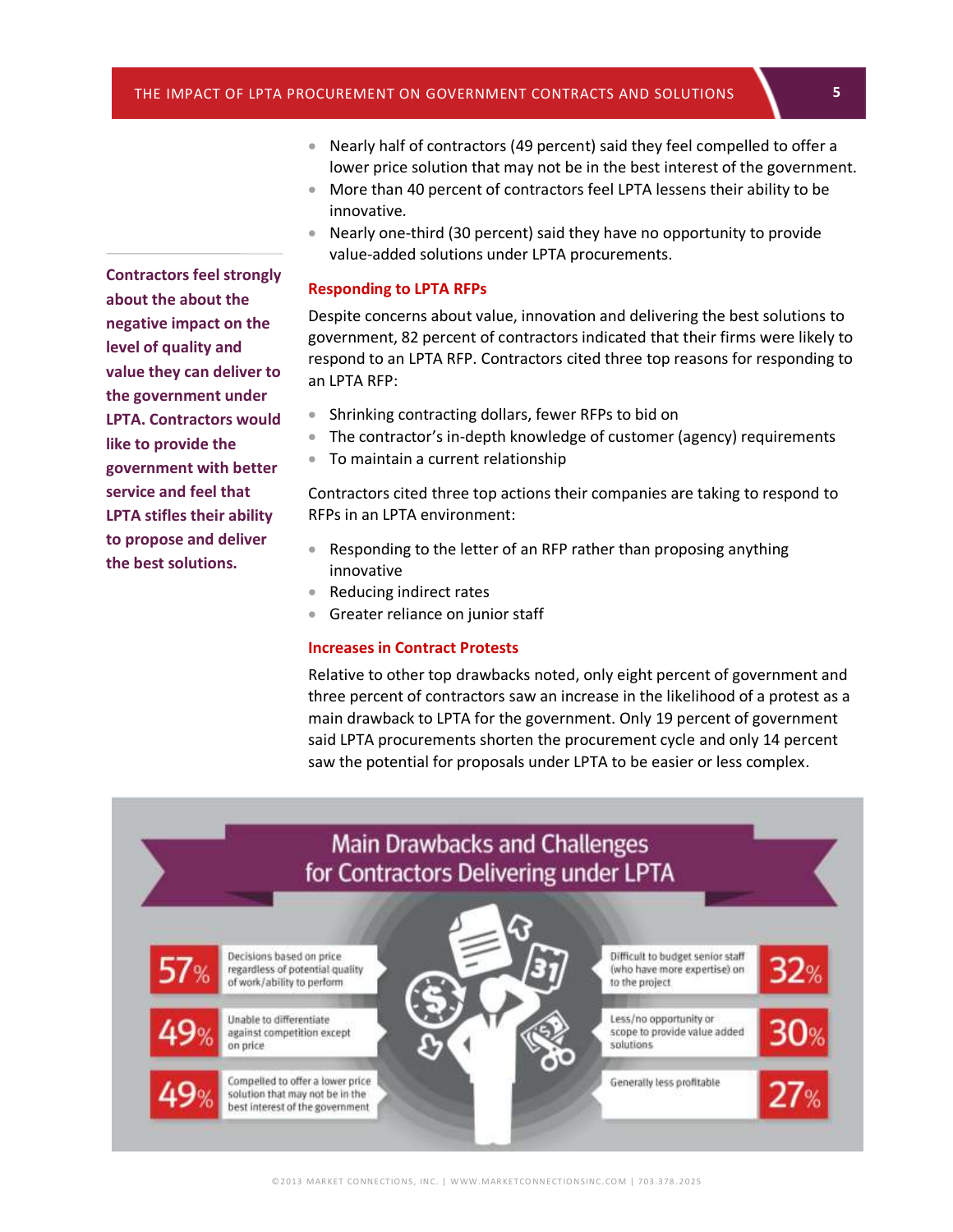- Nearly half of contractors (49 percent) said they feel compelled to offer a lower price solution that may not be in the best interest of the government.
- More than 40 percent of contractors feel LPTA lessens their ability to be innovative.
- Nearly one-third (30 percent) said they have no opportunity to provide value-added solutions under LPTA procurements.

**Contractors feel strongly about the about the negative impact on the level of quality and value they can deliver to the government under LPTA. Contractors would like to provide the government with better service and feel that LPTA stifles their ability to propose and deliver the best solutions.**

### Responding to LPTA RFPs

Despite concerns about value, innovation and delivering the best solutions to government, 82 percent of contractors indicated that their firms were likely to respond to an LPTA RFP. Contractors cited three top reasons for responding to an LPTA RFP:

- Shrinking contracting dollars, fewer RFPs to bid on
- The contractor's in-depth knowledge of customer (agency) requirements
- To maintain a current relationship

Contractors cited three top actions their companies are taking to respond to RFPs in an LPTA environment:

- Responding to the letter of an RFP rather than proposing anything innovative
- Reducing indirect rates
- Greater reliance on junior staff

### Increases in Contract Protests

Relative to other top drawbacks noted, only eight percent of government and three percent of contractors saw an increase in the likelihood of a protest as a main drawback to LPTA for the government. Only 19 percent of government said LPTA procurements shorten the procurement cycle and only 14 percent saw the potential for proposals under LPTA to be easier or less complex.

## Main Drawbacks and Challenges for Contractors Delivering under LPTA

| Percent | Drawback |
|---|---|
| 57% | Decisions based on price regardless of potential quality of work/ability to perform |
| 49% | Unable to differentiate against competition except on price |
| 49% | Compelled to offer a lower price solution that may not be in the best interest of the government |
| 32% | Difficult to budget senior staff (who have more expertise) on to the project |
| 30% | Less/no opportunity or scope to provide value added solutions |
| 27% | Generally less profitable |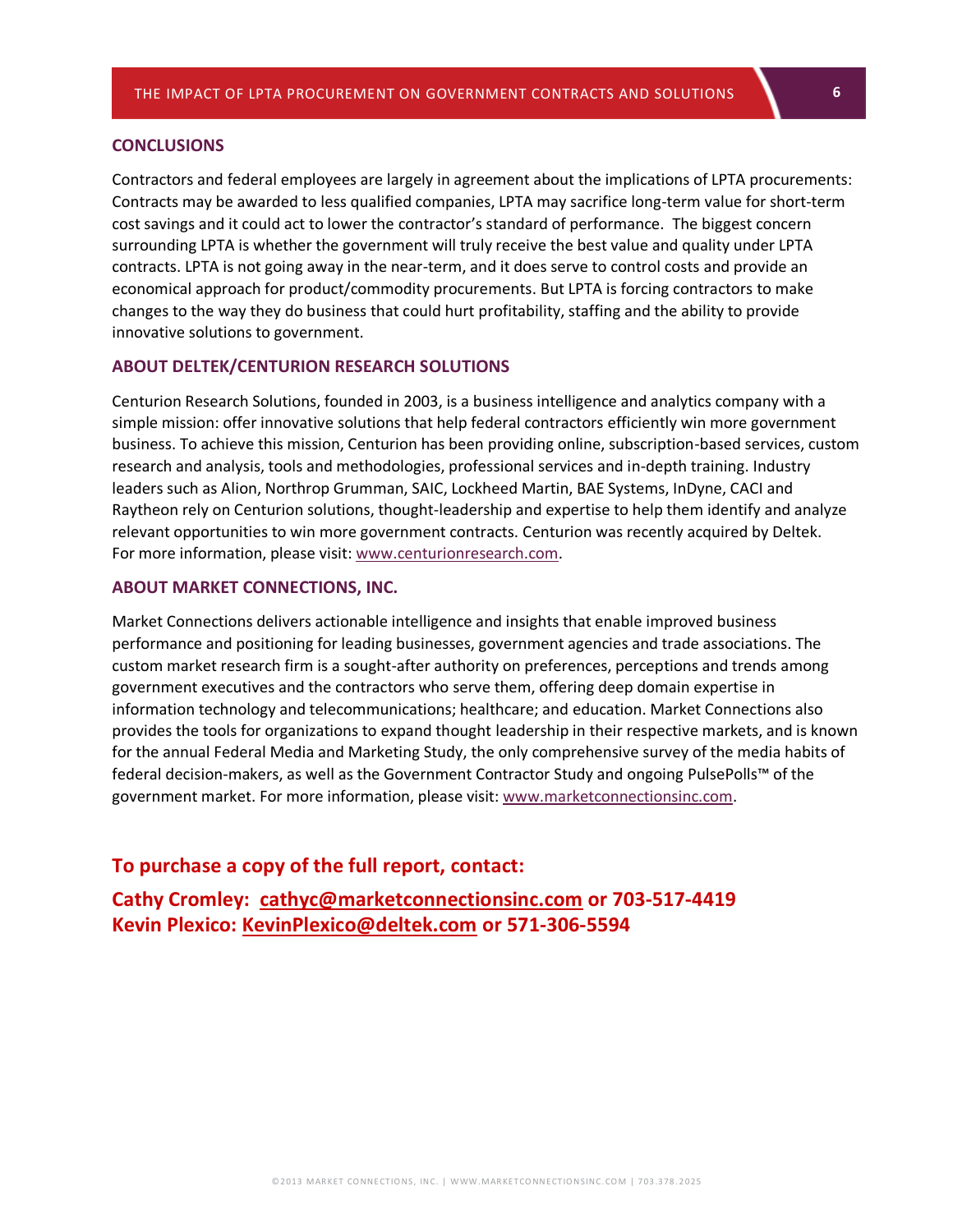## CONCLUSIONS

Contractors and federal employees are largely in agreement about the implications of LPTA procurements: Contracts may be awarded to less qualified companies, LPTA may sacrifice long-term value for short-term cost savings and it could act to lower the contractor's standard of performance. The biggest concern surrounding LPTA is whether the government will truly receive the best value and quality under LPTA contracts. LPTA is not going away in the near-term, and it does serve to control costs and provide an economical approach for product/commodity procurements. But LPTA is forcing contractors to make changes to the way they do business that could hurt profitability, staffing and the ability to provide innovative solutions to government.

## ABOUT DELTEK/CENTURION RESEARCH SOLUTIONS

Centurion Research Solutions, founded in 2003, is a business intelligence and analytics company with a simple mission: offer innovative solutions that help federal contractors efficiently win more government business. To achieve this mission, Centurion has been providing online, subscription-based services, custom research and analysis, tools and methodologies, professional services and in-depth training. Industry leaders such as Alion, Northrop Grumman, SAIC, Lockheed Martin, BAE Systems, InDyne, CACI and Raytheon rely on Centurion solutions, thought-leadership and expertise to help them identify and analyze relevant opportunities to win more government contracts. Centurion was recently acquired by Deltek. For more information, please visit: www.centurionresearch.com.

## ABOUT MARKET CONNECTIONS, INC.

Market Connections delivers actionable intelligence and insights that enable improved business performance and positioning for leading businesses, government agencies and trade associations. The custom market research firm is a sought-after authority on preferences, perceptions and trends among government executives and the contractors who serve them, offering deep domain expertise in information technology and telecommunications; healthcare; and education. Market Connections also provides the tools for organizations to expand thought leadership in their respective markets, and is known for the annual Federal Media and Marketing Study, the only comprehensive survey of the media habits of federal decision-makers, as well as the Government Contractor Study and ongoing PulsePolls™ of the government market. For more information, please visit: www.marketconnectionsinc.com.

**To purchase a copy of the full report, contact:**

**Cathy Cromley: cathyc@marketconnectionsinc.com or 703-517-4419**
**Kevin Plexico: KevinPlexico@deltek.com or 571-306-5594**